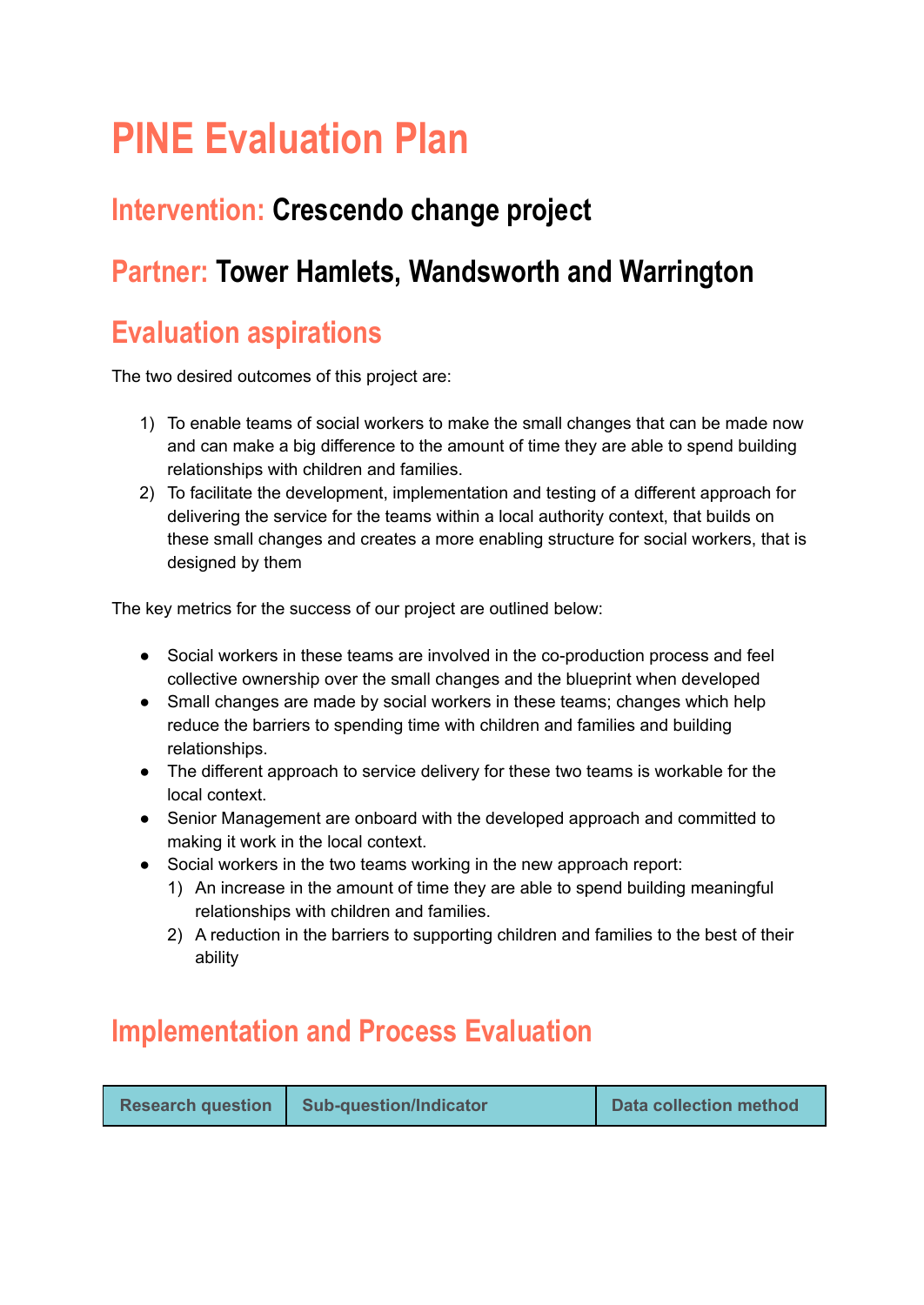# PINE Evaluation Plan

## Intervention: Crescendo change project

## Partner: Tower Hamlets, Wandsworth and Warrington

## Evaluation aspirations

The two desired outcomes of this project are:

1) To enable teams of social workers to make the small changes that can be made now and can make a big difference to the amount of time they are able to spend building relationships with children and families.
2) To facilitate the development, implementation and testing of a different approach for delivering the service for the teams within a local authority context, that builds on these small changes and creates a more enabling structure for social workers, that is designed by them

The key metrics for the success of our project are outlined below:

- Social workers in these teams are involved in the co-production process and feel collective ownership over the small changes and the blueprint when developed
- Small changes are made by social workers in these teams; changes which help reduce the barriers to spending time with children and families and building relationships.
- The different approach to service delivery for these two teams is workable for the local context.
- Senior Management are onboard with the developed approach and committed to making it work in the local context.
- Social workers in the two teams working in the new approach report:
    1) An increase in the amount of time they are able to spend building meaningful relationships with children and families.
    2) A reduction in the barriers to supporting children and families to the best of their ability

## Implementation and Process Evaluation

| Research question | Sub-question/Indicator | Data collection method |
|---|---|---|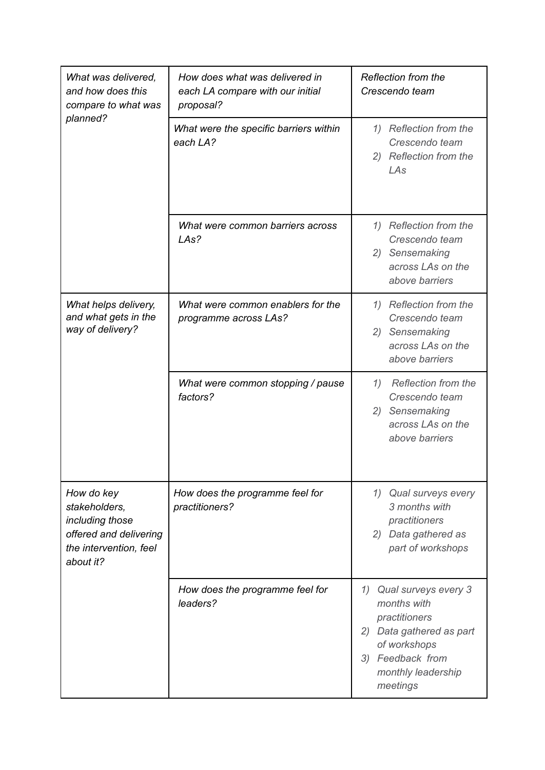| *What was delivered, and how does this compare to what was planned?* | *How does what was delivered in each LA compare with our initial proposal?* | *Reflection from the Crescendo team* |
|---|---|---|
| | *What were the specific barriers within each LA?* | *1) Reflection from the Crescendo team*<br>*2) Reflection from the LAs* |
| | *What were common barriers across LAs?* | *1) Reflection from the Crescendo team*<br>*2) Sensemaking across LAs on the above barriers* |
| *What helps delivery, and what gets in the way of delivery?* | *What were common enablers for the programme across LAs?* | *1) Reflection from the Crescendo team*<br>*2) Sensemaking across LAs on the above barriers* |
| | *What were common stopping / pause factors?* | *1) Reflection from the Crescendo team*<br>*2) Sensemaking across LAs on the above barriers* |
| *How do key stakeholders, including those offered and delivering the intervention, feel about it?* | *How does the programme feel for practitioners?* | *1) Qual surveys every 3 months with practitioners*<br>*2) Data gathered as part of workshops* |
| | *How does the programme feel for leaders?* | *1) Qual surveys every 3 months with practitioners*<br>*2) Data gathered as part of workshops*<br>*3) Feedback from monthly leadership meetings* |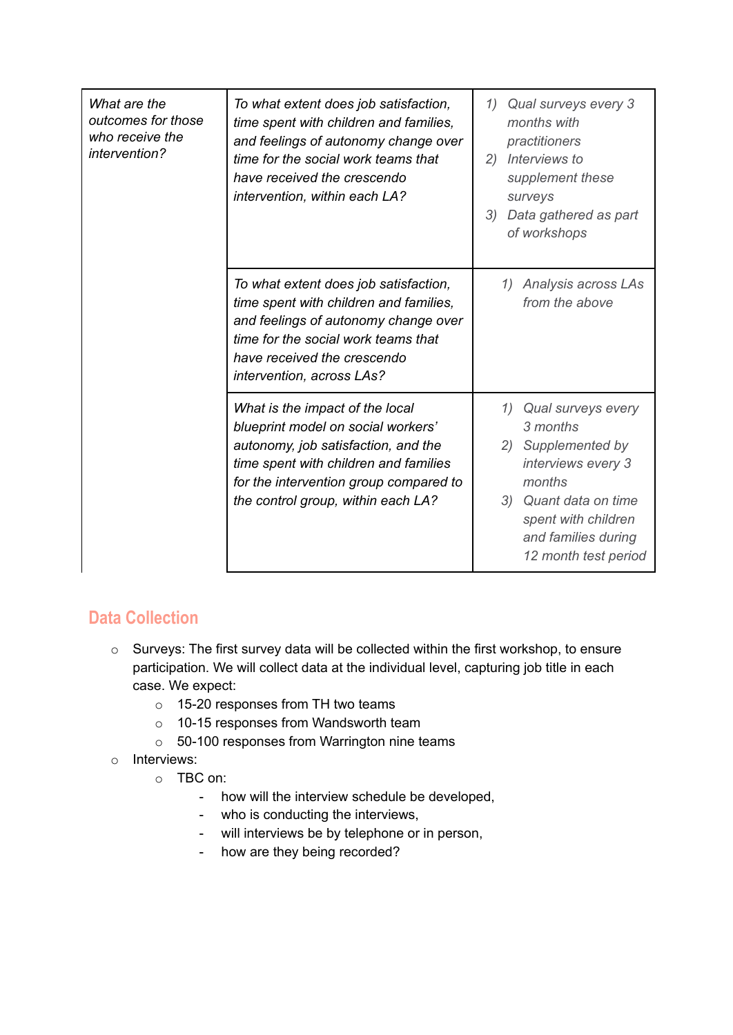| | | |
|---|---|---|
| *What are the outcomes for those who receive the intervention?* | *To what extent does job satisfaction, time spent with children and families, and feelings of autonomy change over time for the social work teams that have received the crescendo intervention, within each LA?* | *1) Qual surveys every 3 months with practitioners<br>2) Interviews to supplement these surveys<br>3) Data gathered as part of workshops* |
| | *To what extent does job satisfaction, time spent with children and families, and feelings of autonomy change over time for the social work teams that have received the crescendo intervention, across LAs?* | *1) Analysis across LAs from the above* |
| | *What is the impact of the local blueprint model on social workers' autonomy, job satisfaction, and the time spent with children and families for the intervention group compared to the control group, within each LA?* | *1) Qual surveys every 3 months<br>2) Supplemented by interviews every 3 months<br>3) Quant data on time spent with children and families during 12 month test period* |

## Data Collection

- Surveys: The first survey data will be collected within the first workshop, to ensure participation. We will collect data at the individual level, capturing job title in each case. We expect:
  - 15-20 responses from TH two teams
  - 10-15 responses from Wandsworth team
  - 50-100 responses from Warrington nine teams
- Interviews:
  - TBC on:
    - how will the interview schedule be developed,
    - who is conducting the interviews,
    - will interviews be by telephone or in person,
    - how are they being recorded?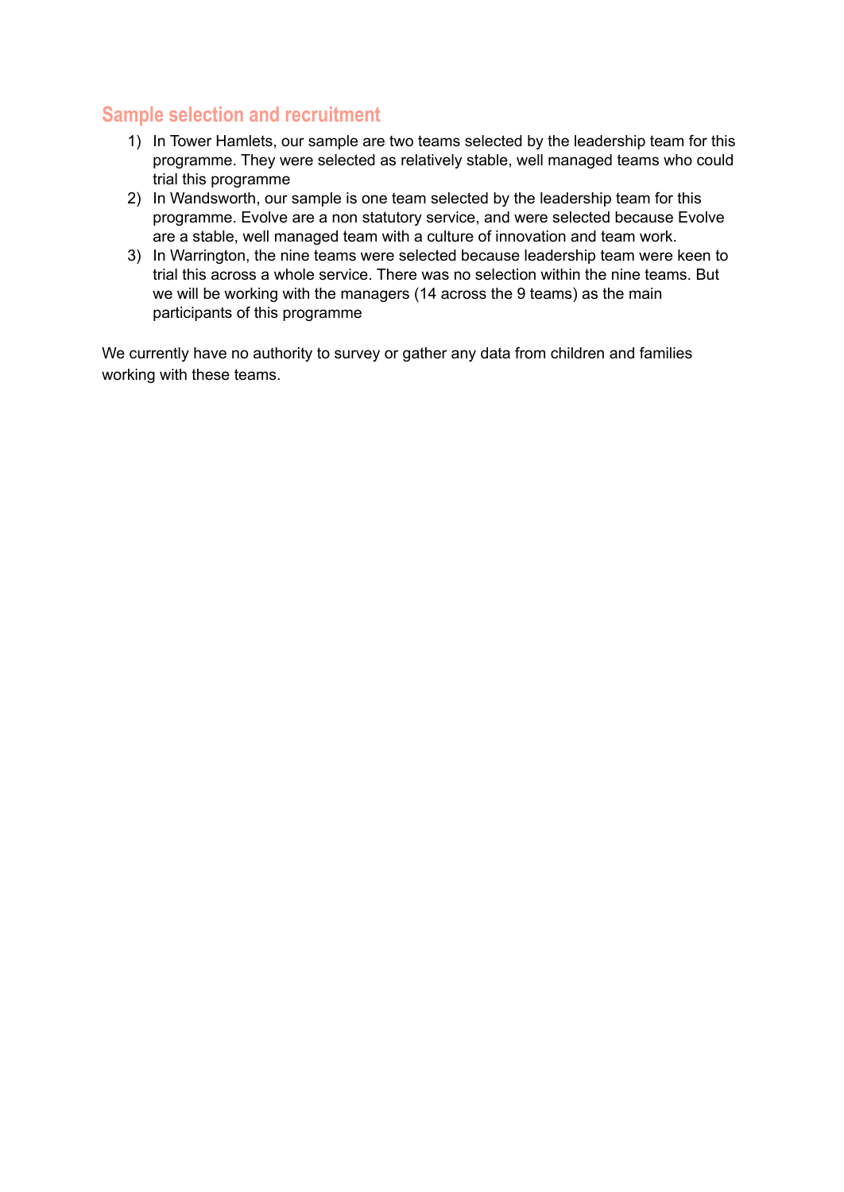## Sample selection and recruitment

1) In Tower Hamlets, our sample are two teams selected by the leadership team for this programme. They were selected as relatively stable, well managed teams who could trial this programme
2) In Wandsworth, our sample is one team selected by the leadership team for this programme. Evolve are a non statutory service, and were selected because Evolve are a stable, well managed team with a culture of innovation and team work.
3) In Warrington, the nine teams were selected because leadership team were keen to trial this across a whole service. There was no selection within the nine teams. But we will be working with the managers (14 across the 9 teams) as the main participants of this programme

We currently have no authority to survey or gather any data from children and families working with these teams.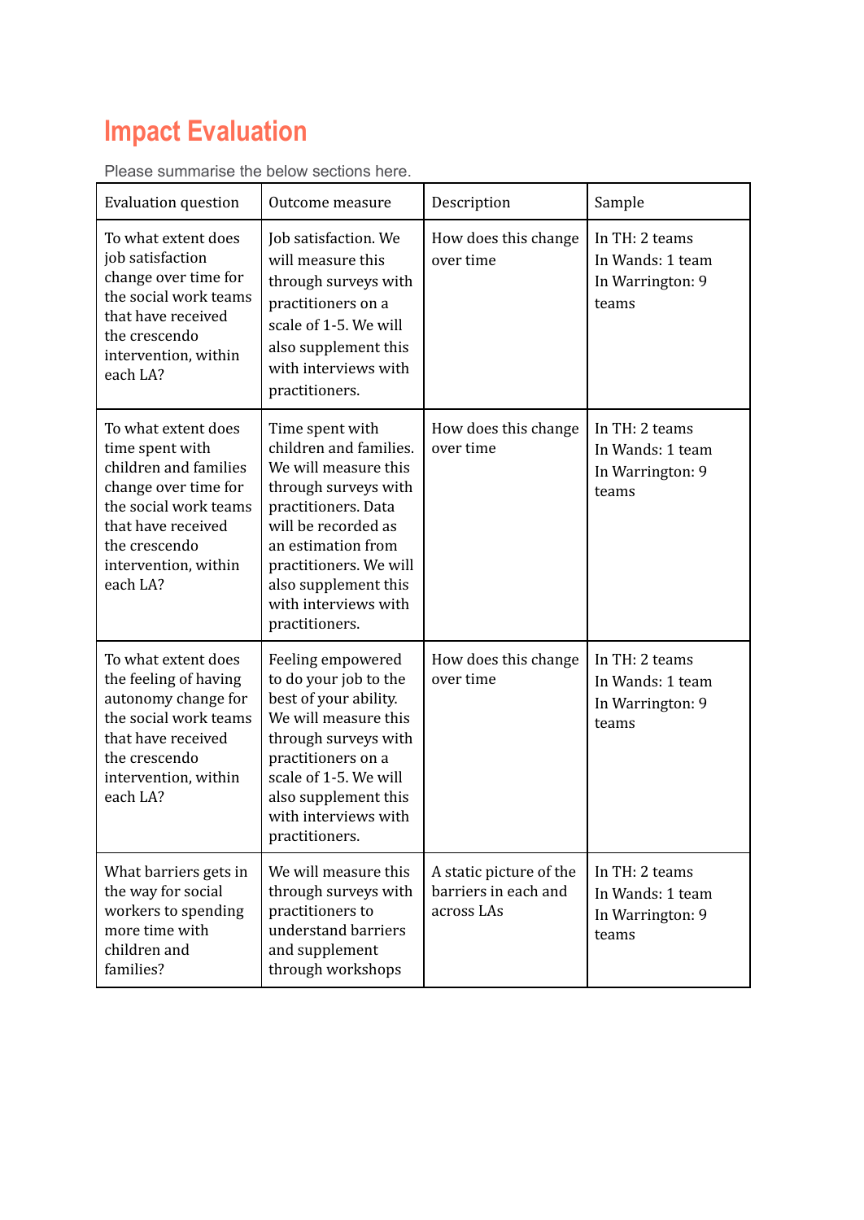# Impact Evaluation

Please summarise the below sections here.

| Evaluation question | Outcome measure | Description | Sample |
|---|---|---|---|
| To what extent does job satisfaction change over time for the social work teams that have received the crescendo intervention, within each LA? | Job satisfaction. We will measure this through surveys with practitioners on a scale of 1-5. We will also supplement this with interviews with practitioners. | How does this change over time | In TH: 2 teams<br>In Wands: 1 team<br>In Warrington: 9 teams |
| To what extent does time spent with children and families change over time for the social work teams that have received the crescendo intervention, within each LA? | Time spent with children and families. We will measure this through surveys with practitioners. Data will be recorded as an estimation from practitioners. We will also supplement this with interviews with practitioners. | How does this change over time | In TH: 2 teams<br>In Wands: 1 team<br>In Warrington: 9 teams |
| To what extent does the feeling of having autonomy change for the social work teams that have received the crescendo intervention, within each LA? | Feeling empowered to do your job to the best of your ability. We will measure this through surveys with practitioners on a scale of 1-5. We will also supplement this with interviews with practitioners. | How does this change over time | In TH: 2 teams<br>In Wands: 1 team<br>In Warrington: 9 teams |
| What barriers gets in the way for social workers to spending more time with children and families? | We will measure this through surveys with practitioners to understand barriers and supplement through workshops | A static picture of the barriers in each and across LAs | In TH: 2 teams<br>In Wands: 1 team<br>In Warrington: 9 teams |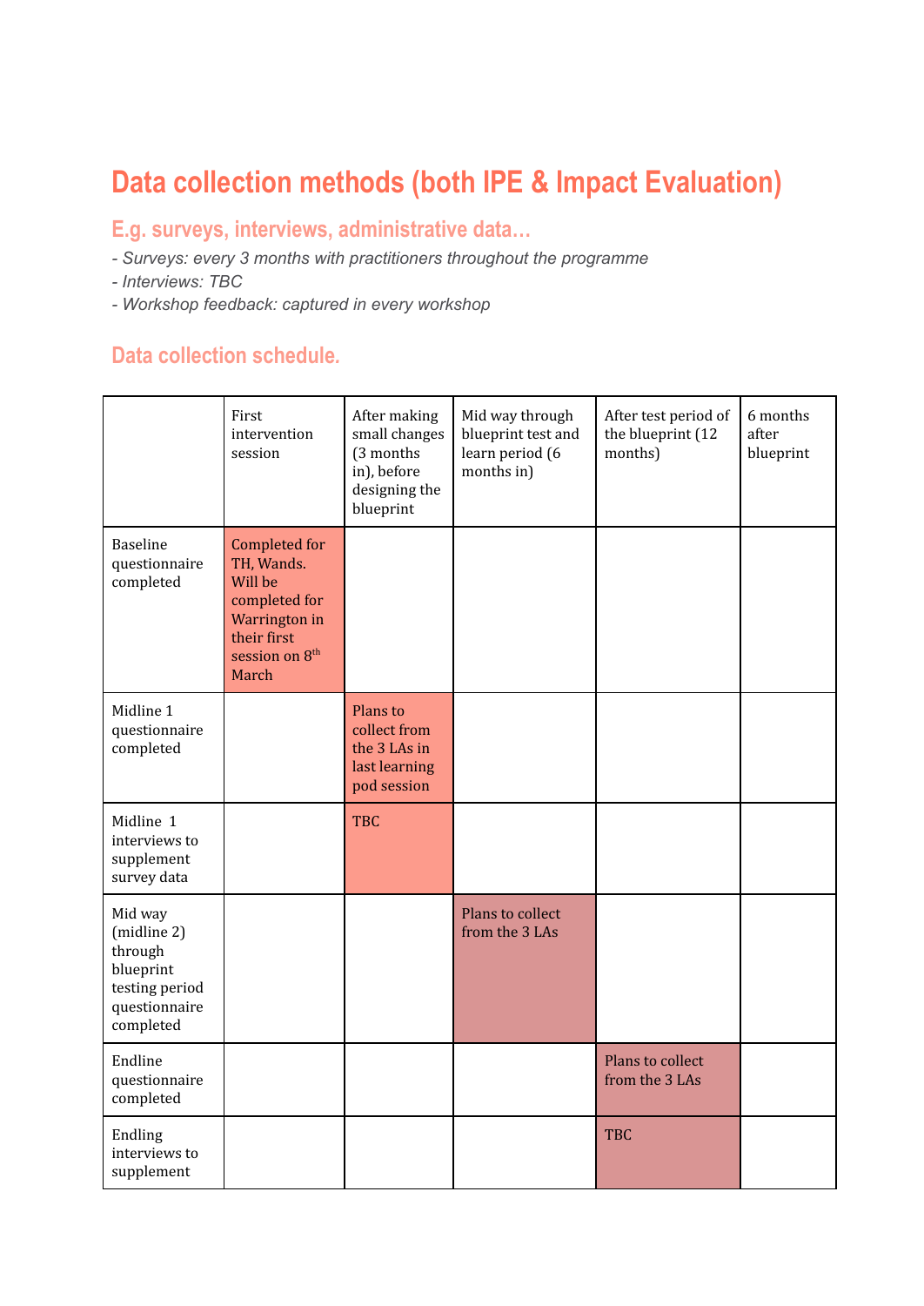# Data collection methods (both IPE & Impact Evaluation)

## E.g. surveys, interviews, administrative data…

- *Surveys: every 3 months with practitioners throughout the programme*
- *Interviews: TBC*
- *Workshop feedback: captured in every workshop*

## Data collection schedule.

| | First intervention session | After making small changes (3 months in), before designing the blueprint | Mid way through blueprint test and learn period (6 months in) | After test period of the blueprint (12 months) | 6 months after blueprint |
|---|---|---|---|---|---|
| Baseline questionnaire completed | Completed for TH, Wands. Will be completed for Warrington in their first session on 8th March | | | | |
| Midline 1 questionnaire completed | | Plans to collect from the 3 LAs in last learning pod session | | | |
| Midline 1 interviews to supplement survey data | | TBC | | | |
| Mid way (midline 2) through blueprint testing period questionnaire completed | | | Plans to collect from the 3 LAs | | |
| Endline questionnaire completed | | | | Plans to collect from the 3 LAs | |
| Endling interviews to supplement | | | | TBC | |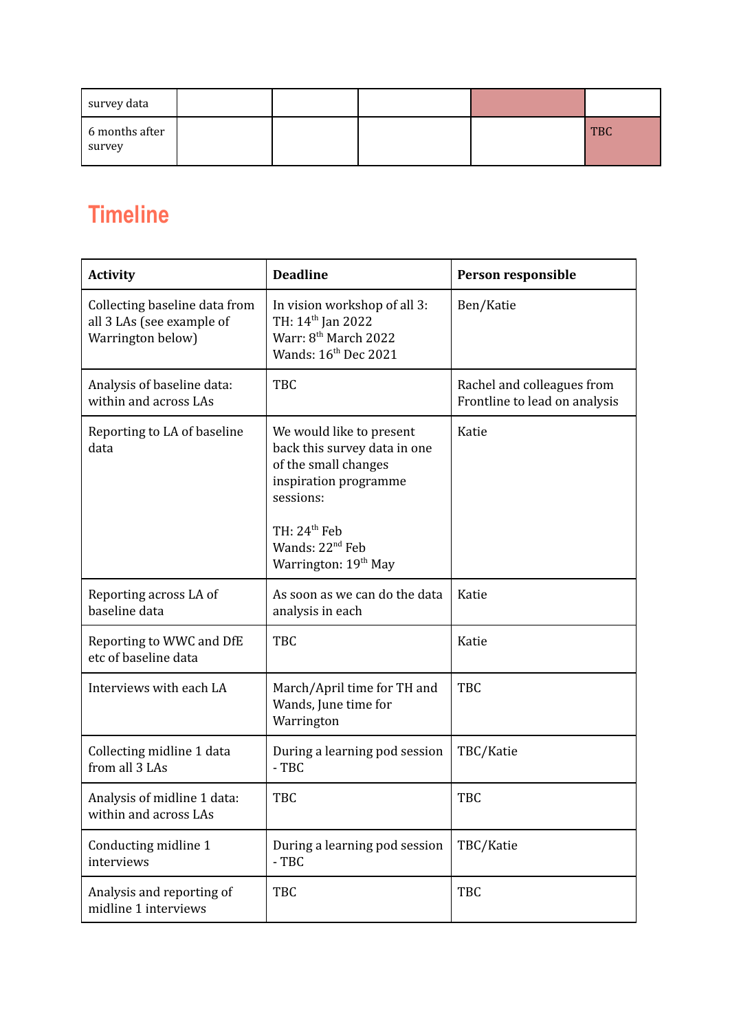| survey data | | | | | |
|---|---|---|---|---|---|
| 6 months after survey | | | | | TBC |

## Timeline

| Activity | Deadline | Person responsible |
|---|---|---|
| Collecting baseline data from all 3 LAs (see example of Warrington below) | In vision workshop of all 3:<br>TH: 14th Jan 2022<br>Warr: 8th March 2022<br>Wands: 16th Dec 2021 | Ben/Katie |
| Analysis of baseline data: within and across LAs | TBC | Rachel and colleagues from Frontline to lead on analysis |
| Reporting to LA of baseline data | We would like to present back this survey data in one of the small changes inspiration programme sessions:<br><br>TH: 24th Feb<br>Wands: 22nd Feb<br>Warrington: 19th May | Katie |
| Reporting across LA of baseline data | As soon as we can do the data analysis in each | Katie |
| Reporting to WWC and DfE etc of baseline data | TBC | Katie |
| Interviews with each LA | March/April time for TH and Wands, June time for Warrington | TBC |
| Collecting midline 1 data from all 3 LAs | During a learning pod session - TBC | TBC/Katie |
| Analysis of midline 1 data: within and across LAs | TBC | TBC |
| Conducting midline 1 interviews | During a learning pod session - TBC | TBC/Katie |
| Analysis and reporting of midline 1 interviews | TBC | TBC |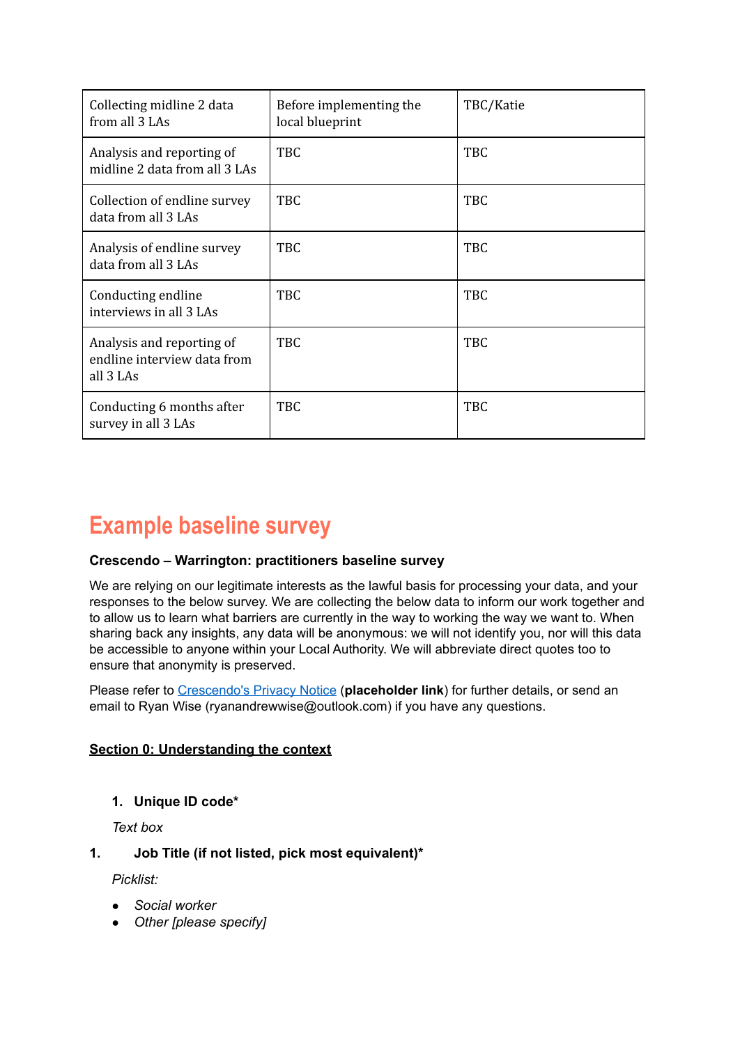| Collecting midline 2 data from all 3 LAs | Before implementing the local blueprint | TBC/Katie |
|---|---|---|
| Analysis and reporting of midline 2 data from all 3 LAs | TBC | TBC |
| Collection of endline survey data from all 3 LAs | TBC | TBC |
| Analysis of endline survey data from all 3 LAs | TBC | TBC |
| Conducting endline interviews in all 3 LAs | TBC | TBC |
| Analysis and reporting of endline interview data from all 3 LAs | TBC | TBC |
| Conducting 6 months after survey in all 3 LAs | TBC | TBC |

# Example baseline survey

**Crescendo – Warrington: practitioners baseline survey**

We are relying on our legitimate interests as the lawful basis for processing your data, and your responses to the below survey. We are collecting the below data to inform our work together and to allow us to learn what barriers are currently in the way to working the way we want to. When sharing back any insights, any data will be anonymous: we will not identify you, nor will this data be accessible to anyone within your Local Authority. We will abbreviate direct quotes too to ensure that anonymity is preserved.

Please refer to Crescendo's Privacy Notice (**placeholder link**) for further details, or send an email to Ryan Wise (ryanandrewwise@outlook.com) if you have any questions.

**Section 0: Understanding the context**

1. **Unique ID code***

   *Text box*

1. **Job Title (if not listed, pick most equivalent)***

   *Picklist:*

   - *Social worker*
   - *Other [please specify]*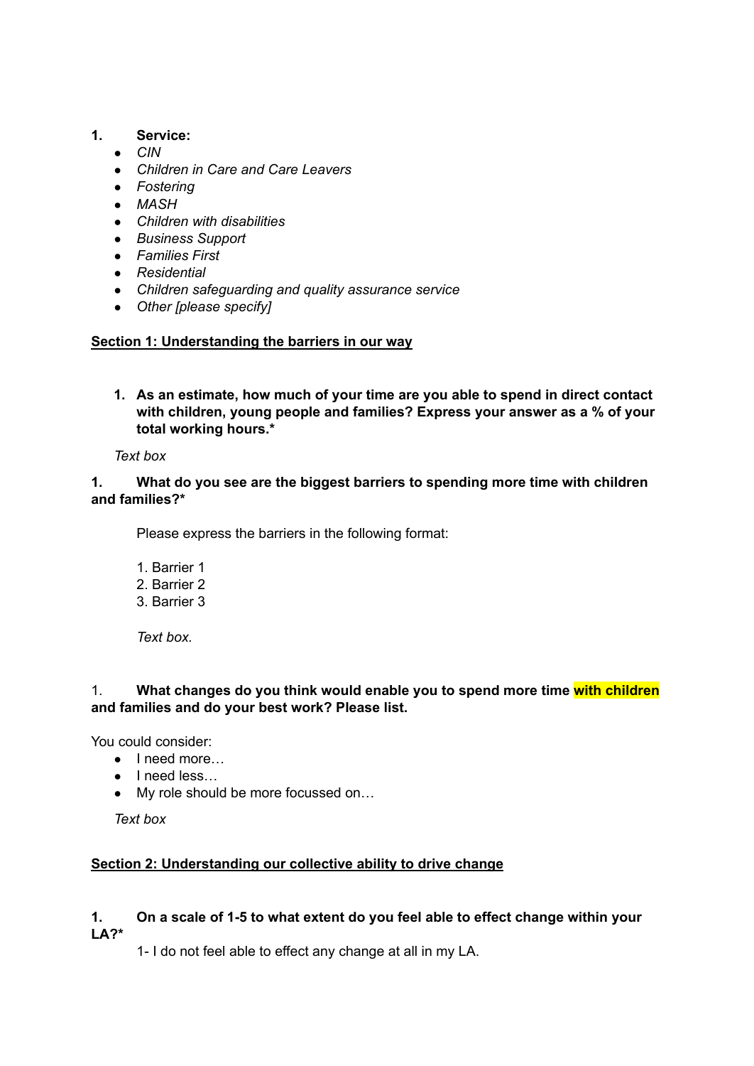1. **Service:**
- *CIN*
- *Children in Care and Care Leavers*
- *Fostering*
- *MASH*
- *Children with disabilities*
- *Business Support*
- *Families First*
- *Residential*
- *Children safeguarding and quality assurance service*
- *Other [please specify]*

**<u>Section 1: Understanding the barriers in our way</u>**

1. **As an estimate, how much of your time are you able to spend in direct contact with children, young people and families? Express your answer as a % of your total working hours.***

*Text box*

1. **What do you see are the biggest barriers to spending more time with children and families?***

Please express the barriers in the following format:

1. Barrier 1
2. Barrier 2
3. Barrier 3

*Text box.*

1. **What changes do you think would enable you to spend more time with children and families and do your best work? Please list.**

You could consider:
- I need more…
- I need less…
- My role should be more focussed on…

*Text box*

**<u>Section 2: Understanding our collective ability to drive change</u>**

1. **On a scale of 1-5 to what extent do you feel able to effect change within your LA?***

1- I do not feel able to effect any change at all in my LA.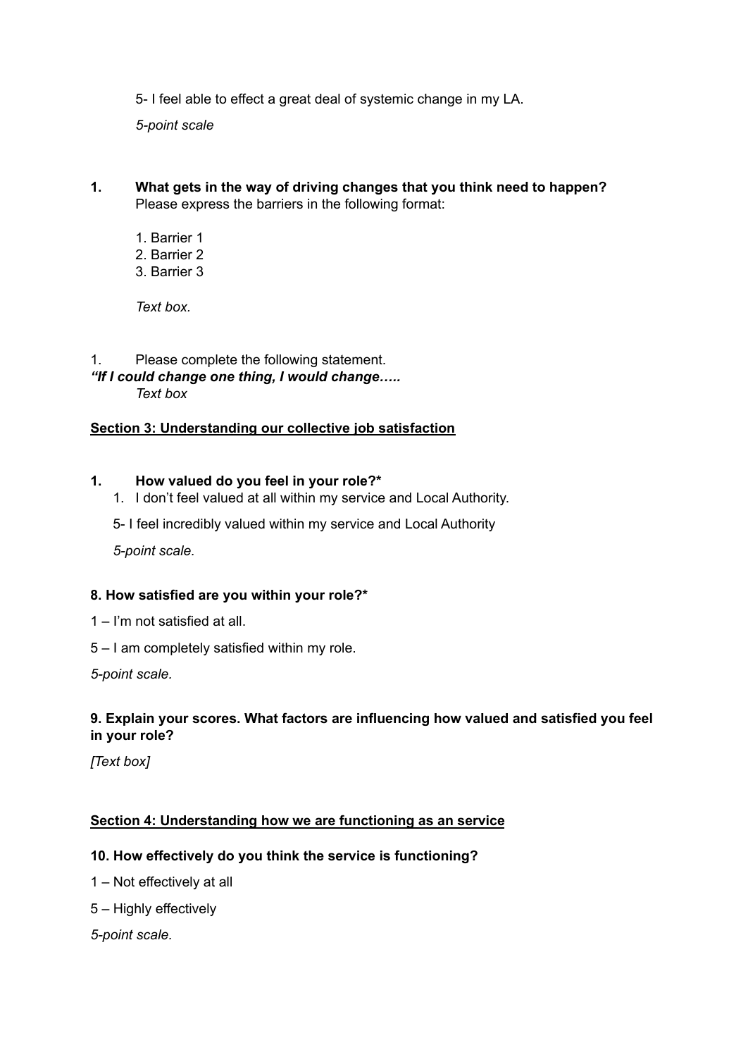5- I feel able to effect a great deal of systemic change in my LA.

*5-point scale*

**1. What gets in the way of driving changes that you think need to happen?**
Please express the barriers in the following format:

1. Barrier 1
2. Barrier 2
3. Barrier 3

*Text box.*

1. Please complete the following statement.

***"If I could change one thing, I would change…..***

*Text box*

**Section 3: Understanding our collective job satisfaction**

**1. How valued do you feel in your role?***

1. I don't feel valued at all within my service and Local Authority.

5- I feel incredibly valued within my service and Local Authority

*5-point scale.*

**8. How satisfied are you within your role?***

1 – I'm not satisfied at all.

5 – I am completely satisfied within my role.

*5-point scale.*

**9. Explain your scores. What factors are influencing how valued and satisfied you feel in your role?**

*[Text box]*

**Section 4: Understanding how we are functioning as an service**

**10. How effectively do you think the service is functioning?**

1 – Not effectively at all

5 – Highly effectively

*5-point scale.*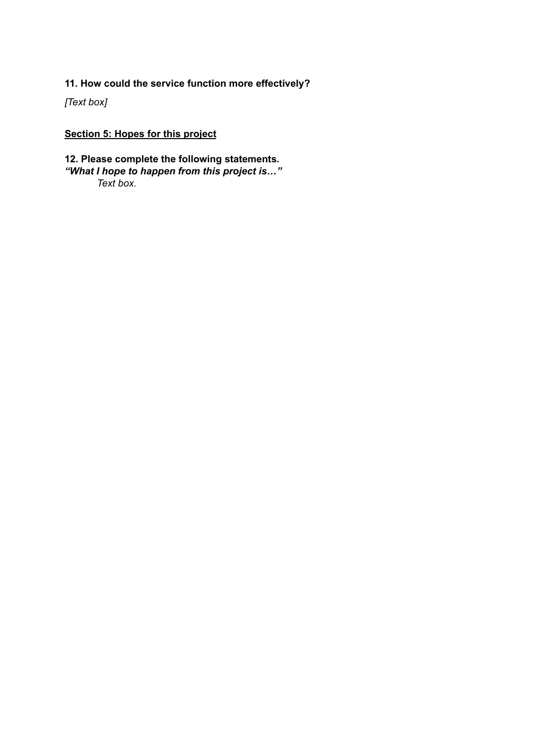**11. How could the service function more effectively?**

*[Text box]*

**Section 5: Hopes for this project**

**12. Please complete the following statements.**
***"What I hope to happen from this project is…"***
*Text box.*